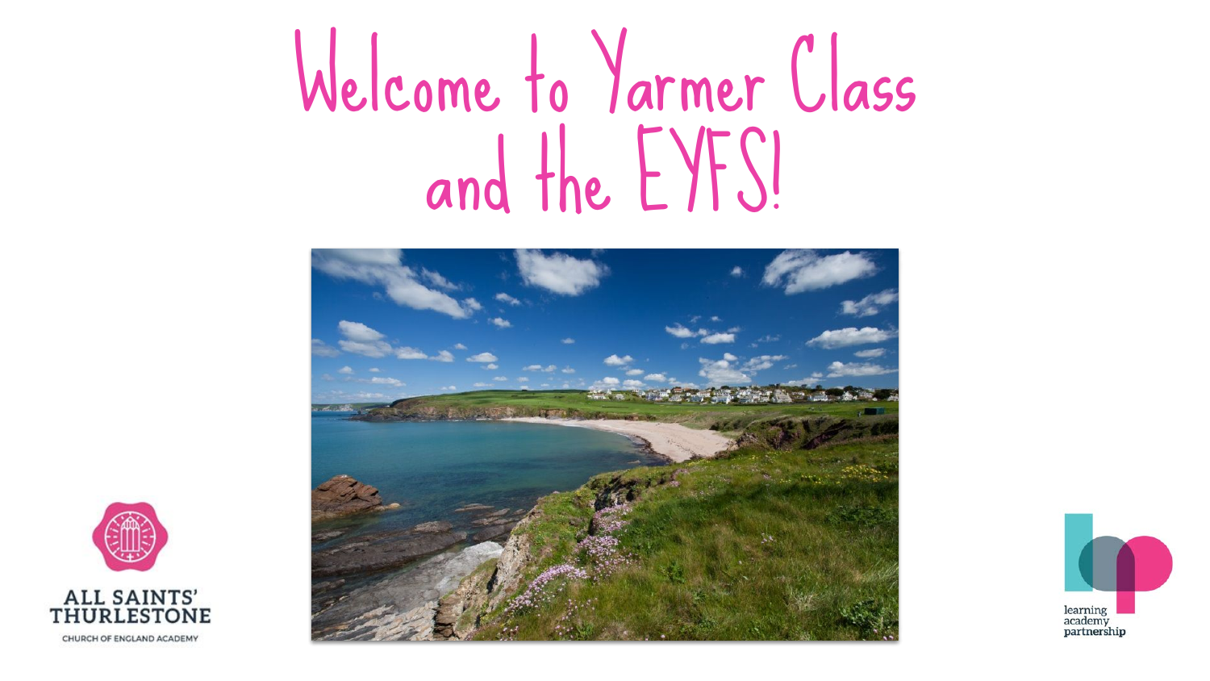# Welcome to Yarmer Class and the EYFS!

ALL SAINTS' THURLESTONE

CHURCH OF ENGLAND ACADEMY

learning academy partnership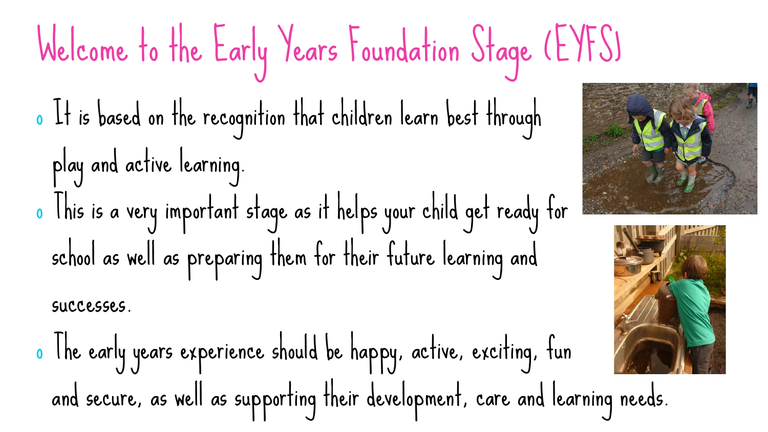# Welcome to the Early Years Foundation Stage (EYFS)

- It is based on the recognition that children learn best through play and active learning.
- This is a very important stage as it helps your child get ready for school as well as preparing them for their future learning and successes.
- The early years experience should be happy, active, exciting, fun and secure, as well as supporting their development, care and learning needs.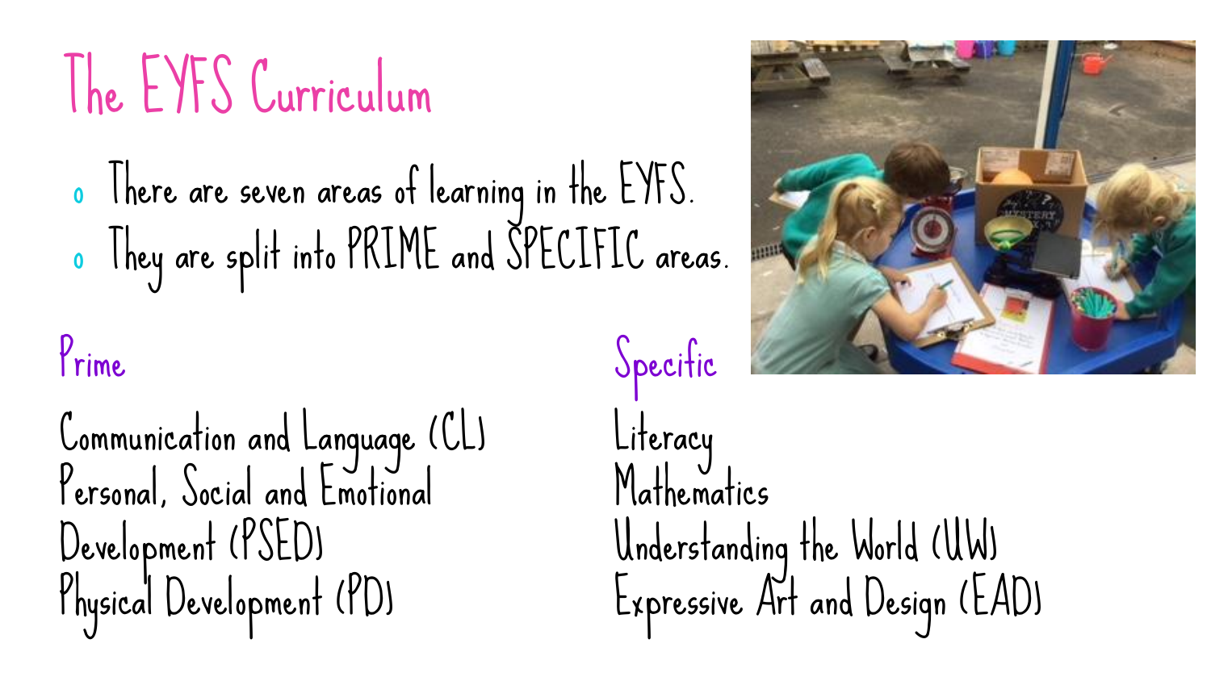# The EYFS Curriculum

- There are seven areas of learning in the EYFS.
- They are split into PRIME and SPECIFIC areas.

## Prime

Communication and Language (CL)
Personal, Social and Emotional Development (PSED)
Physical Development (PD)

## Specific

Literacy
Mathematics
Understanding the World (UW)
Expressive Art and Design (EAD)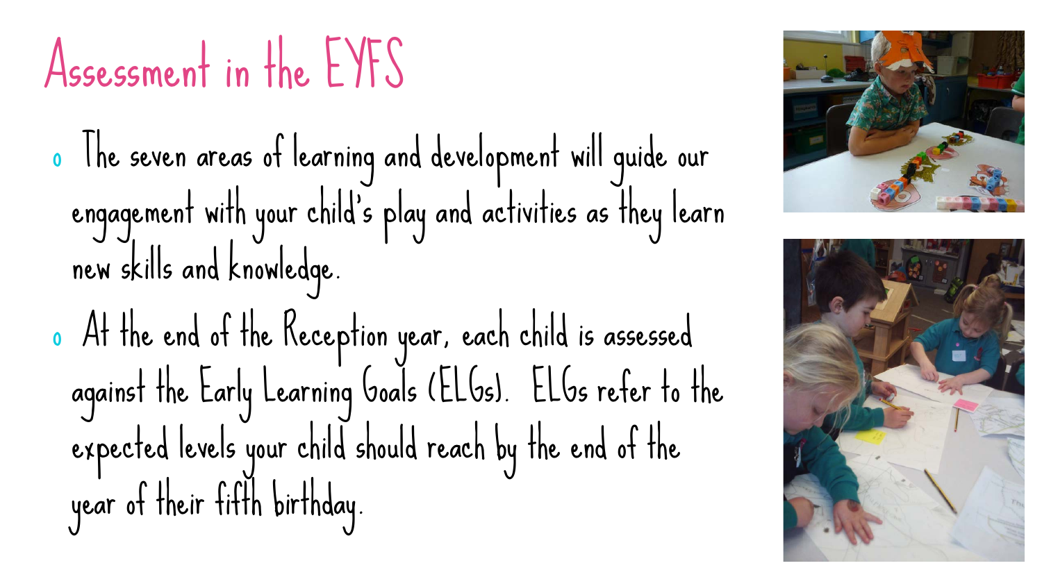# Assessment in the EYFS

- The seven areas of learning and development will guide our engagement with your child's play and activities as they learn new skills and knowledge.
- At the end of the Reception year, each child is assessed against the Early Learning Goals (ELGs). ELGs refer to the expected levels your child should reach by the end of the year of their fifth birthday.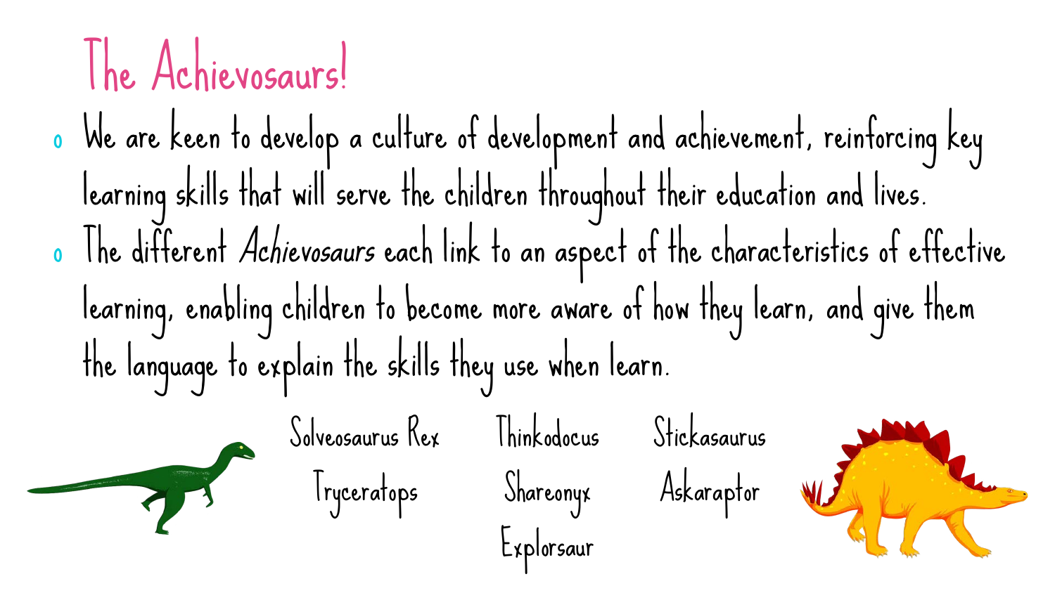# The Achievosaurs!

- We are keen to develop a culture of development and achievement, reinforcing key learning skills that will serve the children throughout their education and lives.
- The different *Achievosaurs* each link to an aspect of the characteristics of effective learning, enabling children to become more aware of how they learn, and give them the language to explain the skills they use when learn.

Solveosaurus Rex

Tryceratops

Thinkodocus

Shareonyx

Explorsaur

Stickasaurus

Askaraptor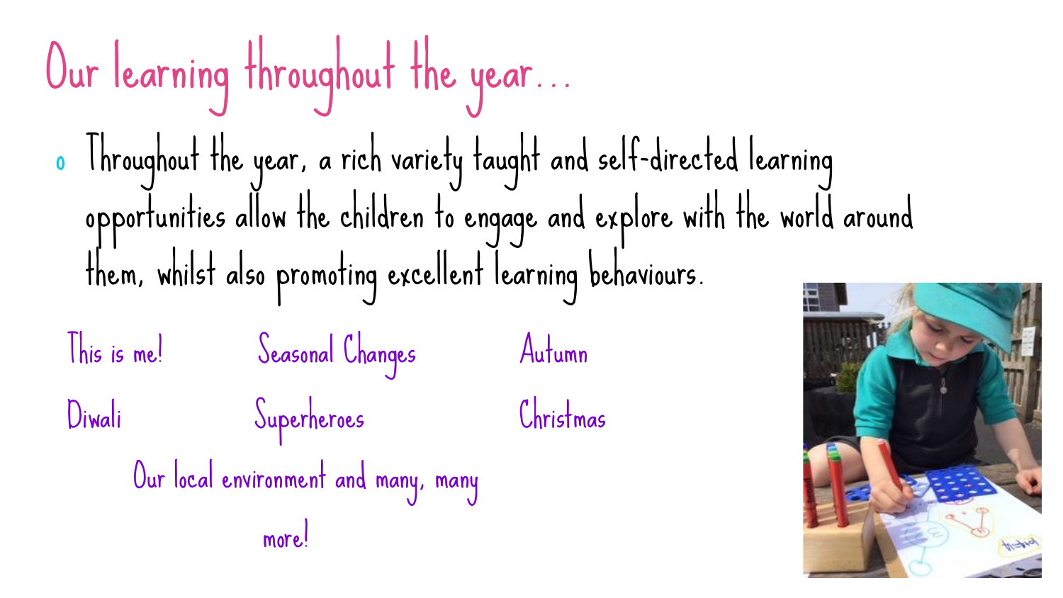# Our learning throughout the year…

- Throughout the year, a rich variety taught and self-directed learning opportunities allow the children to engage and explore with the world around them, whilst also promoting excellent learning behaviours.

This is me! Seasonal Changes Autumn

Diwali Superheroes Christmas

Our local environment and many, many more!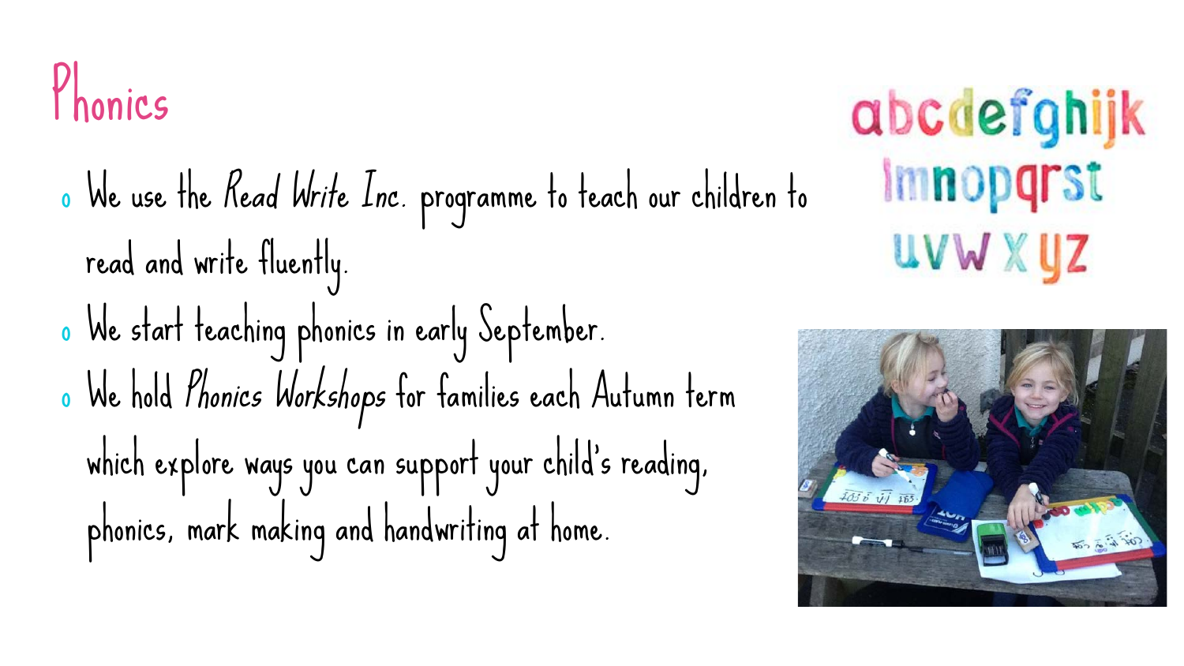# Phonics

- We use the *Read Write Inc.* programme to teach our children to read and write fluently.
- We start teaching phonics in early September.
- We hold *Phonics Workshops* for families each Autumn term which explore ways you can support your child's reading, phonics, mark making and handwriting at home.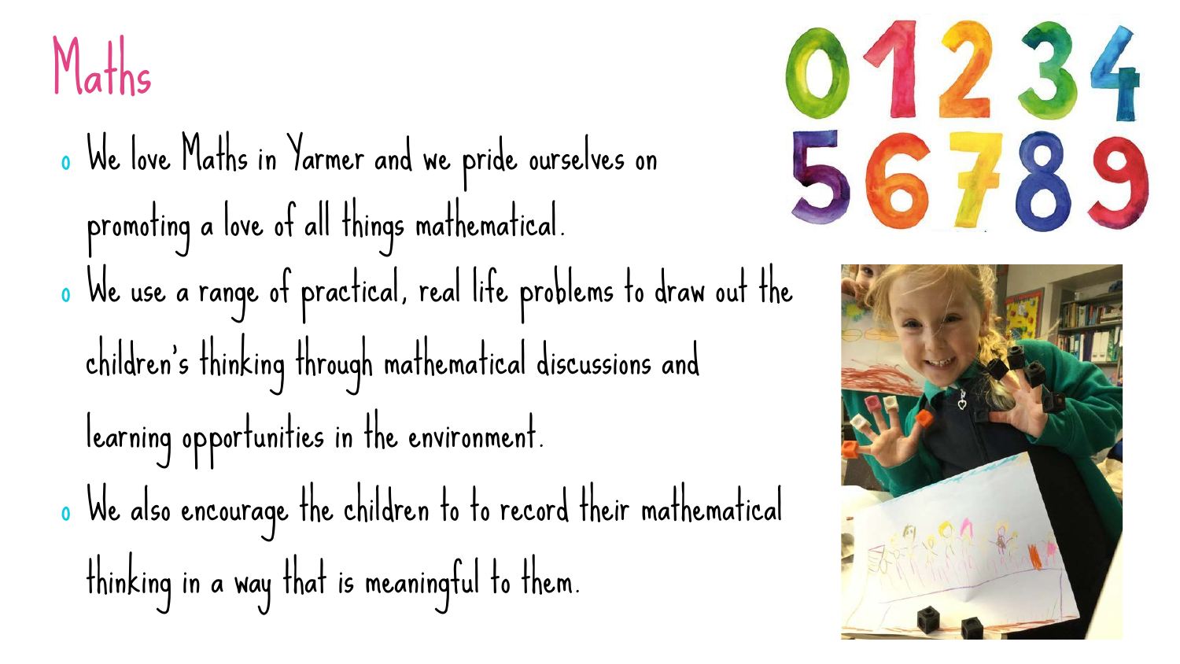# Maths

- We love Maths in Yarmer and we pride ourselves on promoting a love of all things mathematical.
- We use a range of practical, real life problems to draw out the children's thinking through mathematical discussions and learning opportunities in the environment.
- We also encourage the children to to record their mathematical thinking in a way that is meaningful to them.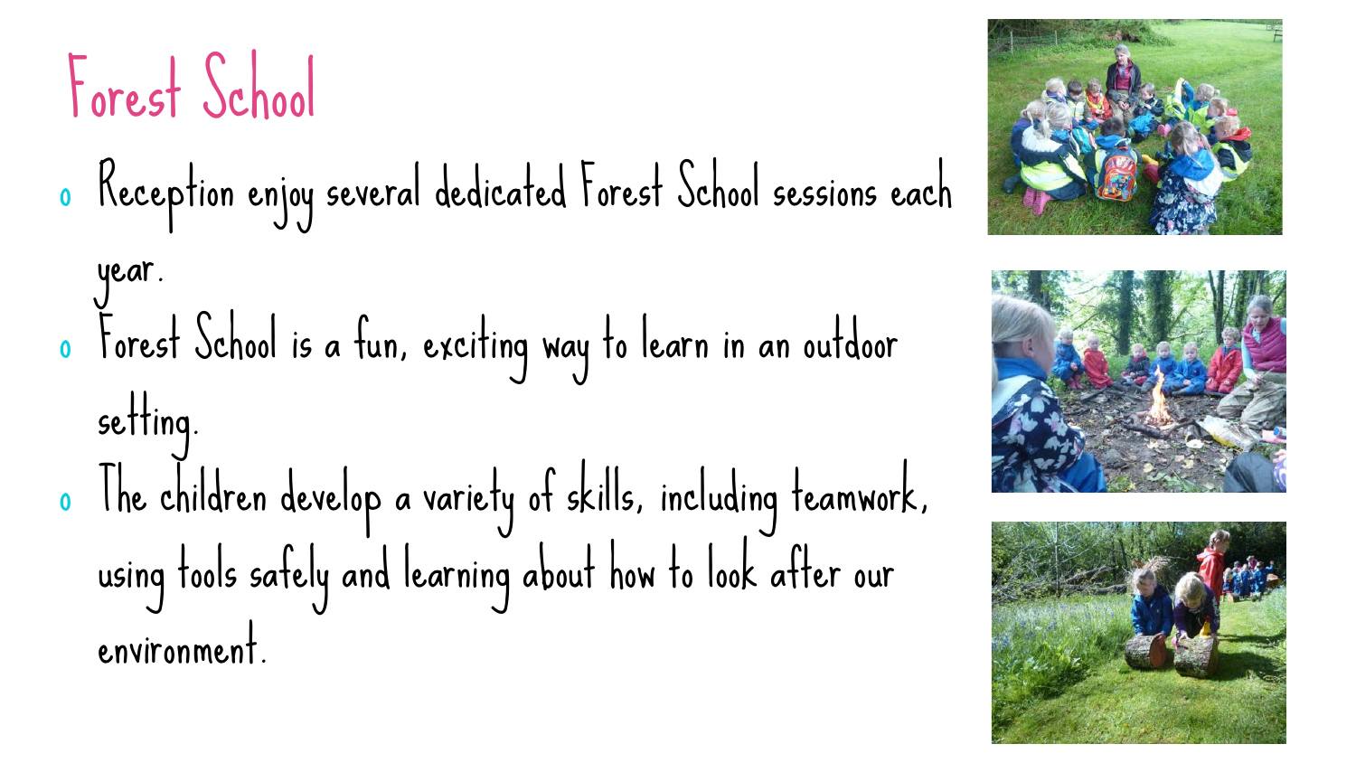# Forest School

- Reception enjoy several dedicated Forest School sessions each year.
- Forest School is a fun, exciting way to learn in an outdoor setting.
- The children develop a variety of skills, including teamwork, using tools safely and learning about how to look after our environment.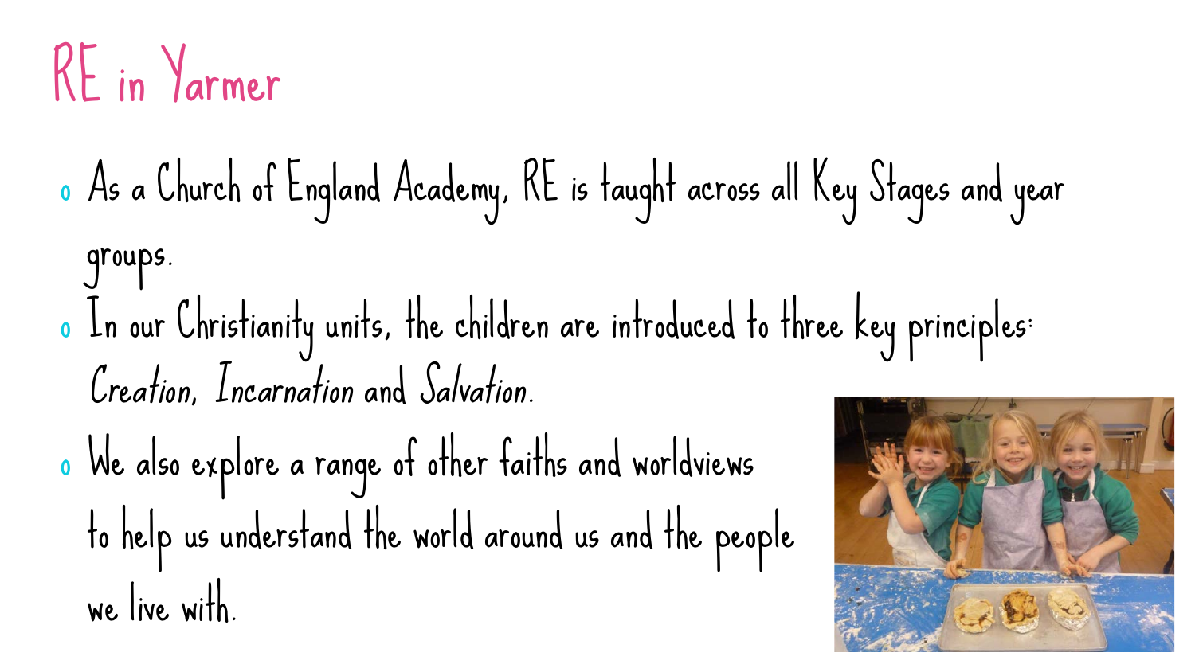# RE in Yarmer

- As a Church of England Academy, RE is taught across all Key Stages and year groups.
- In our Christianity units, the children are introduced to three key principles: *Creation, Incarnation and Salvation.*
- We also explore a range of other faiths and worldviews to help us understand the world around us and the people we live with.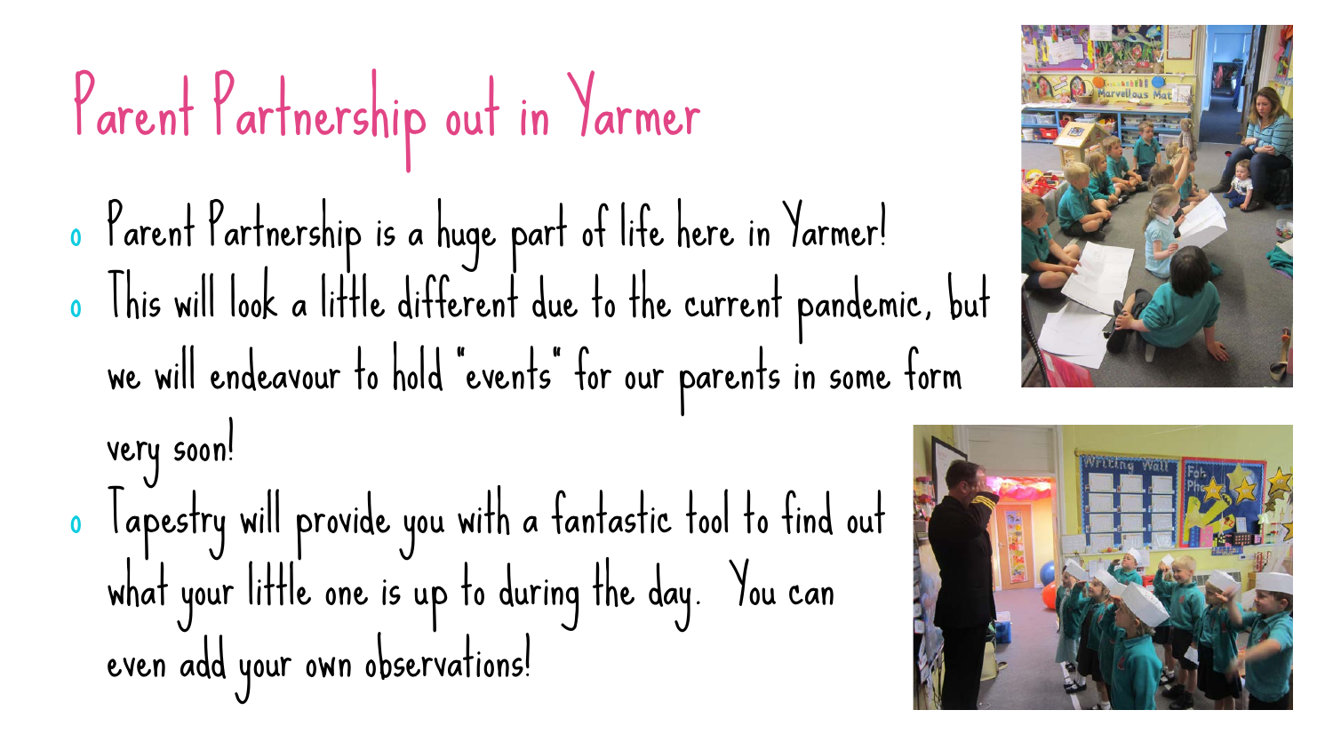# Parent Partnership out in Yarmer

- Parent Partnership is a huge part of life here in Yarmer!
- This will look a little different due to the current pandemic, but we will endeavour to hold "events" for our parents in some form very soon!
- Tapestry will provide you with a fantastic tool to find out what your little one is up to during the day. You can even add your own observations!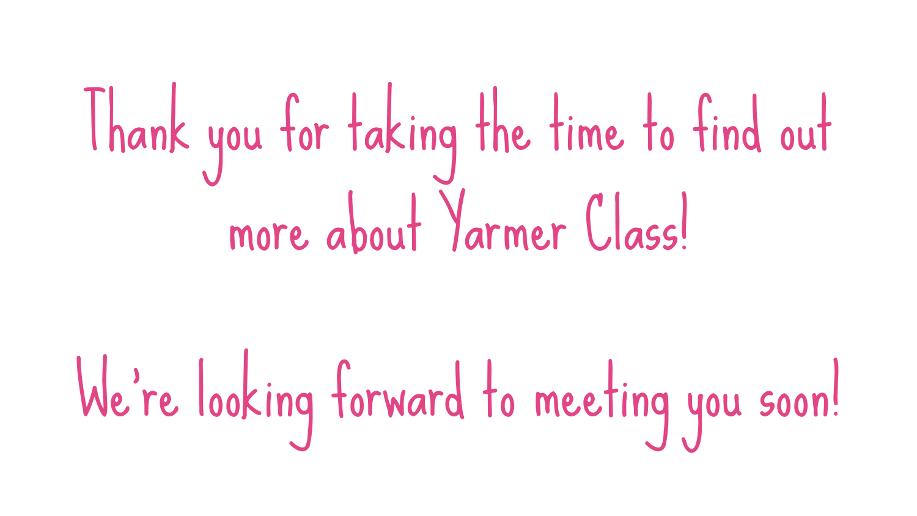Thank you for taking the time to find out more about Yarmer Class!

We're looking forward to meeting you soon!